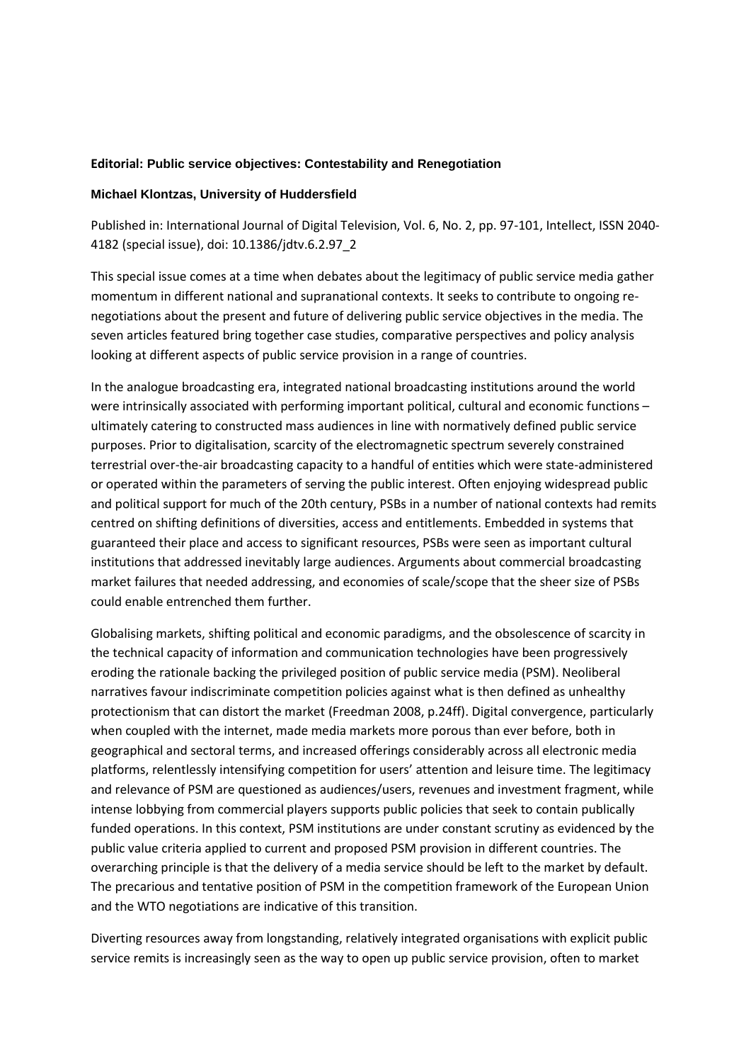**Editorial: Public service objectives: Contestability and Renegotiation**

**Michael Klontzas, University of Huddersfield**

Published in: International Journal of Digital Television, Vol. 6, No. 2, pp. 97-101, Intellect, ISSN 2040-4182 (special issue), doi: 10.1386/jdtv.6.2.97_2

This special issue comes at a time when debates about the legitimacy of public service media gather momentum in different national and supranational contexts. It seeks to contribute to ongoing re-negotiations about the present and future of delivering public service objectives in the media. The seven articles featured bring together case studies, comparative perspectives and policy analysis looking at different aspects of public service provision in a range of countries.

In the analogue broadcasting era, integrated national broadcasting institutions around the world were intrinsically associated with performing important political, cultural and economic functions – ultimately catering to constructed mass audiences in line with normatively defined public service purposes. Prior to digitalisation, scarcity of the electromagnetic spectrum severely constrained terrestrial over-the-air broadcasting capacity to a handful of entities which were state-administered or operated within the parameters of serving the public interest. Often enjoying widespread public and political support for much of the 20th century, PSBs in a number of national contexts had remits centred on shifting definitions of diversities, access and entitlements. Embedded in systems that guaranteed their place and access to significant resources, PSBs were seen as important cultural institutions that addressed inevitably large audiences. Arguments about commercial broadcasting market failures that needed addressing, and economies of scale/scope that the sheer size of PSBs could enable entrenched them further.

Globalising markets, shifting political and economic paradigms, and the obsolescence of scarcity in the technical capacity of information and communication technologies have been progressively eroding the rationale backing the privileged position of public service media (PSM). Neoliberal narratives favour indiscriminate competition policies against what is then defined as unhealthy protectionism that can distort the market (Freedman 2008, p.24ff). Digital convergence, particularly when coupled with the internet, made media markets more porous than ever before, both in geographical and sectoral terms, and increased offerings considerably across all electronic media platforms, relentlessly intensifying competition for users' attention and leisure time. The legitimacy and relevance of PSM are questioned as audiences/users, revenues and investment fragment, while intense lobbying from commercial players supports public policies that seek to contain publically funded operations. In this context, PSM institutions are under constant scrutiny as evidenced by the public value criteria applied to current and proposed PSM provision in different countries. The overarching principle is that the delivery of a media service should be left to the market by default. The precarious and tentative position of PSM in the competition framework of the European Union and the WTO negotiations are indicative of this transition.

Diverting resources away from longstanding, relatively integrated organisations with explicit public service remits is increasingly seen as the way to open up public service provision, often to market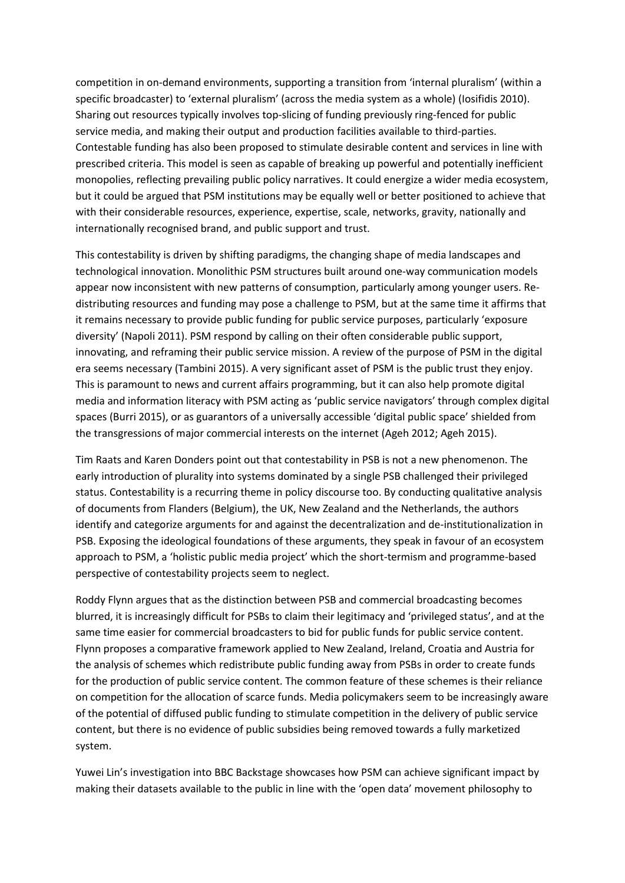competition in on-demand environments, supporting a transition from 'internal pluralism' (within a specific broadcaster) to 'external pluralism' (across the media system as a whole) (Iosifidis 2010). Sharing out resources typically involves top-slicing of funding previously ring-fenced for public service media, and making their output and production facilities available to third-parties. Contestable funding has also been proposed to stimulate desirable content and services in line with prescribed criteria. This model is seen as capable of breaking up powerful and potentially inefficient monopolies, reflecting prevailing public policy narratives. It could energize a wider media ecosystem, but it could be argued that PSM institutions may be equally well or better positioned to achieve that with their considerable resources, experience, expertise, scale, networks, gravity, nationally and internationally recognised brand, and public support and trust.

This contestability is driven by shifting paradigms, the changing shape of media landscapes and technological innovation. Monolithic PSM structures built around one-way communication models appear now inconsistent with new patterns of consumption, particularly among younger users. Re-distributing resources and funding may pose a challenge to PSM, but at the same time it affirms that it remains necessary to provide public funding for public service purposes, particularly 'exposure diversity' (Napoli 2011). PSM respond by calling on their often considerable public support, innovating, and reframing their public service mission. A review of the purpose of PSM in the digital era seems necessary (Tambini 2015). A very significant asset of PSM is the public trust they enjoy. This is paramount to news and current affairs programming, but it can also help promote digital media and information literacy with PSM acting as 'public service navigators' through complex digital spaces (Burri 2015), or as guarantors of a universally accessible 'digital public space' shielded from the transgressions of major commercial interests on the internet (Ageh 2012; Ageh 2015).

Tim Raats and Karen Donders point out that contestability in PSB is not a new phenomenon. The early introduction of plurality into systems dominated by a single PSB challenged their privileged status. Contestability is a recurring theme in policy discourse too. By conducting qualitative analysis of documents from Flanders (Belgium), the UK, New Zealand and the Netherlands, the authors identify and categorize arguments for and against the decentralization and de-institutionalization in PSB. Exposing the ideological foundations of these arguments, they speak in favour of an ecosystem approach to PSM, a 'holistic public media project' which the short-termism and programme-based perspective of contestability projects seem to neglect.

Roddy Flynn argues that as the distinction between PSB and commercial broadcasting becomes blurred, it is increasingly difficult for PSBs to claim their legitimacy and 'privileged status', and at the same time easier for commercial broadcasters to bid for public funds for public service content. Flynn proposes a comparative framework applied to New Zealand, Ireland, Croatia and Austria for the analysis of schemes which redistribute public funding away from PSBs in order to create funds for the production of public service content. The common feature of these schemes is their reliance on competition for the allocation of scarce funds. Media policymakers seem to be increasingly aware of the potential of diffused public funding to stimulate competition in the delivery of public service content, but there is no evidence of public subsidies being removed towards a fully marketized system.

Yuwei Lin's investigation into BBC Backstage showcases how PSM can achieve significant impact by making their datasets available to the public in line with the 'open data' movement philosophy to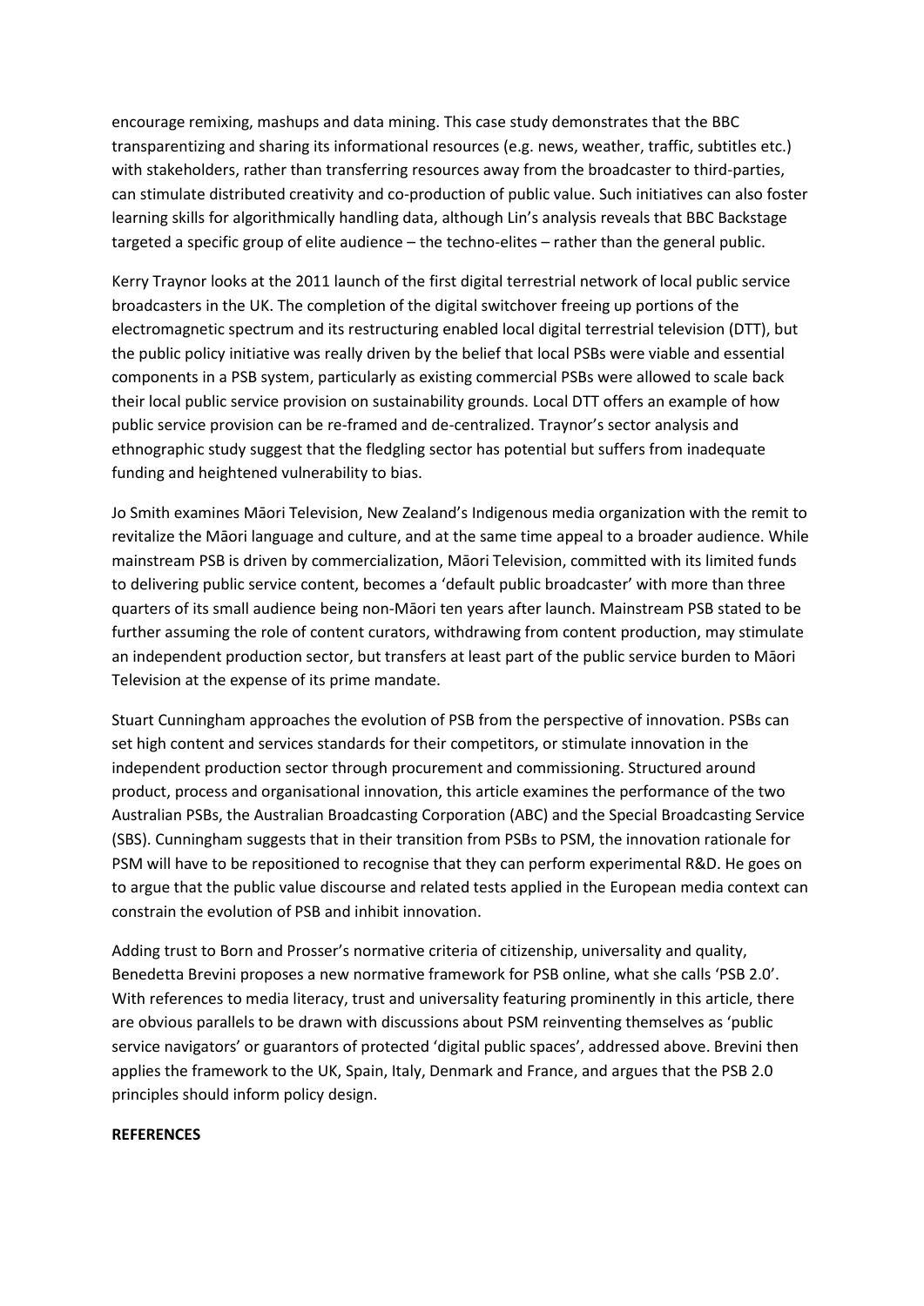encourage remixing, mashups and data mining. This case study demonstrates that the BBC transparentizing and sharing its informational resources (e.g. news, weather, traffic, subtitles etc.) with stakeholders, rather than transferring resources away from the broadcaster to third-parties, can stimulate distributed creativity and co-production of public value. Such initiatives can also foster learning skills for algorithmically handling data, although Lin's analysis reveals that BBC Backstage targeted a specific group of elite audience – the techno-elites – rather than the general public.

Kerry Traynor looks at the 2011 launch of the first digital terrestrial network of local public service broadcasters in the UK. The completion of the digital switchover freeing up portions of the electromagnetic spectrum and its restructuring enabled local digital terrestrial television (DTT), but the public policy initiative was really driven by the belief that local PSBs were viable and essential components in a PSB system, particularly as existing commercial PSBs were allowed to scale back their local public service provision on sustainability grounds. Local DTT offers an example of how public service provision can be re-framed and de-centralized. Traynor's sector analysis and ethnographic study suggest that the fledgling sector has potential but suffers from inadequate funding and heightened vulnerability to bias.

Jo Smith examines Māori Television, New Zealand's Indigenous media organization with the remit to revitalize the Māori language and culture, and at the same time appeal to a broader audience. While mainstream PSB is driven by commercialization, Māori Television, committed with its limited funds to delivering public service content, becomes a 'default public broadcaster' with more than three quarters of its small audience being non-Māori ten years after launch. Mainstream PSB stated to be further assuming the role of content curators, withdrawing from content production, may stimulate an independent production sector, but transfers at least part of the public service burden to Māori Television at the expense of its prime mandate.

Stuart Cunningham approaches the evolution of PSB from the perspective of innovation. PSBs can set high content and services standards for their competitors, or stimulate innovation in the independent production sector through procurement and commissioning. Structured around product, process and organisational innovation, this article examines the performance of the two Australian PSBs, the Australian Broadcasting Corporation (ABC) and the Special Broadcasting Service (SBS). Cunningham suggests that in their transition from PSBs to PSM, the innovation rationale for PSM will have to be repositioned to recognise that they can perform experimental R&D. He goes on to argue that the public value discourse and related tests applied in the European media context can constrain the evolution of PSB and inhibit innovation.

Adding trust to Born and Prosser's normative criteria of citizenship, universality and quality, Benedetta Brevini proposes a new normative framework for PSB online, what she calls 'PSB 2.0'. With references to media literacy, trust and universality featuring prominently in this article, there are obvious parallels to be drawn with discussions about PSM reinventing themselves as 'public service navigators' or guarantors of protected 'digital public spaces', addressed above. Brevini then applies the framework to the UK, Spain, Italy, Denmark and France, and argues that the PSB 2.0 principles should inform policy design.

**REFERENCES**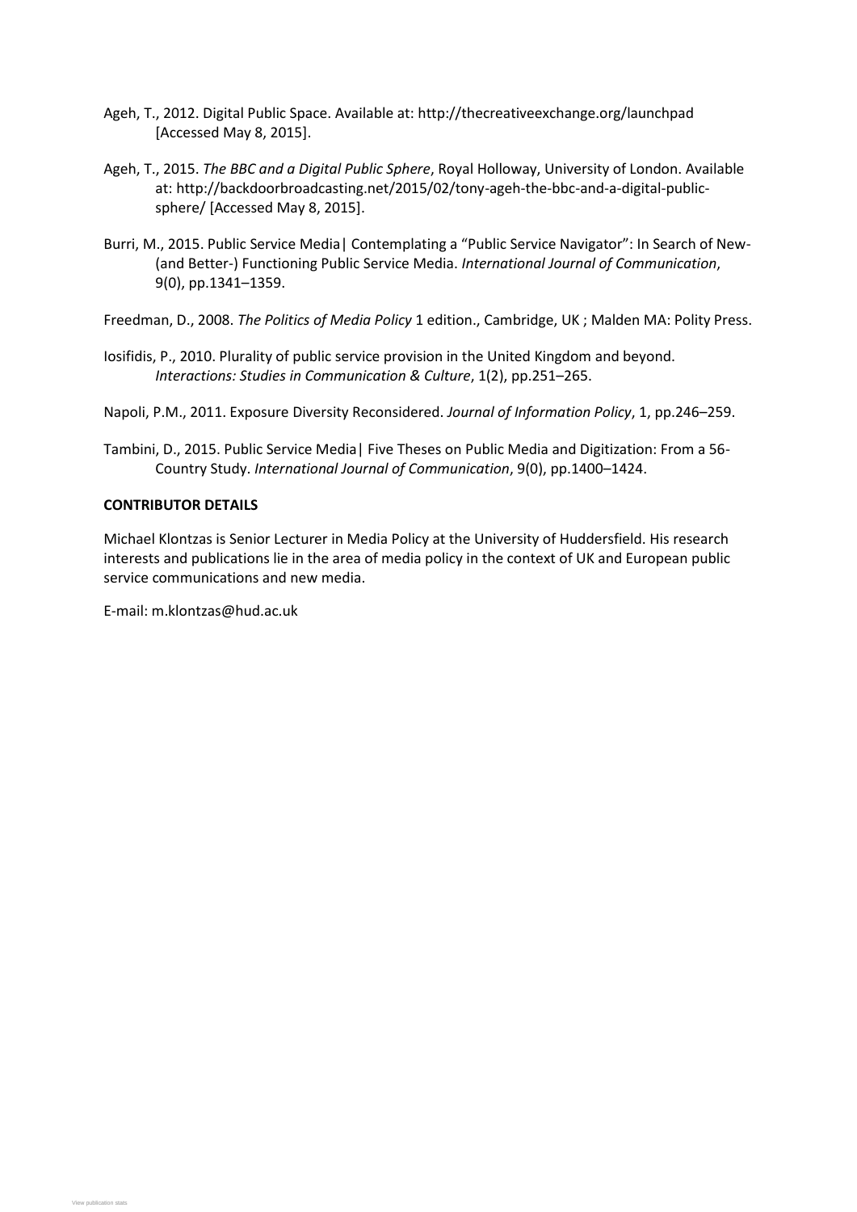Ageh, T., 2012. Digital Public Space. Available at: http://thecreativeexchange.org/launchpad [Accessed May 8, 2015].

Ageh, T., 2015. *The BBC and a Digital Public Sphere*, Royal Holloway, University of London. Available at: http://backdoorbroadcasting.net/2015/02/tony-ageh-the-bbc-and-a-digital-public-sphere/ [Accessed May 8, 2015].

Burri, M., 2015. Public Service Media| Contemplating a "Public Service Navigator": In Search of New- (and Better-) Functioning Public Service Media. *International Journal of Communication*, 9(0), pp.1341–1359.

Freedman, D., 2008. *The Politics of Media Policy* 1 edition., Cambridge, UK ; Malden MA: Polity Press.

Iosifidis, P., 2010. Plurality of public service provision in the United Kingdom and beyond. *Interactions: Studies in Communication & Culture*, 1(2), pp.251–265.

Napoli, P.M., 2011. Exposure Diversity Reconsidered. *Journal of Information Policy*, 1, pp.246–259.

Tambini, D., 2015. Public Service Media| Five Theses on Public Media and Digitization: From a 56-Country Study. *International Journal of Communication*, 9(0), pp.1400–1424.

**CONTRIBUTOR DETAILS**

Michael Klontzas is Senior Lecturer in Media Policy at the University of Huddersfield. His research interests and publications lie in the area of media policy in the context of UK and European public service communications and new media.

E-mail: m.klontzas@hud.ac.uk